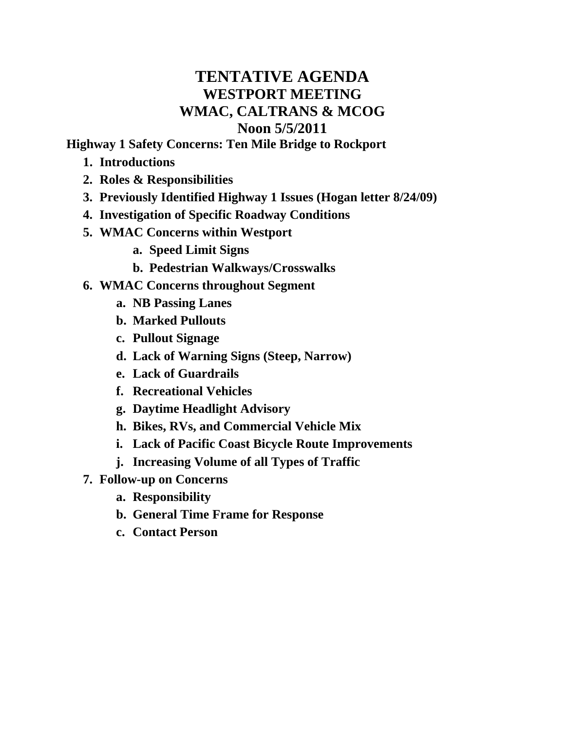# TENTATIVE AGENDA

## WESTPORT MEETING

## WMAC, CALTRANS & MCOG

## Noon 5/5/2011

**Highway 1 Safety Concerns: Ten Mile Bridge to Rockport**

1. **Introductions**
2. **Roles & Responsibilities**
3. **Previously Identified Highway 1 Issues (Hogan letter 8/24/09)**
4. **Investigation of Specific Roadway Conditions**
5. **WMAC Concerns within Westport**
   a. **Speed Limit Signs**
   b. **Pedestrian Walkways/Crosswalks**
6. **WMAC Concerns throughout Segment**
   a. **NB Passing Lanes**
   b. **Marked Pullouts**
   c. **Pullout Signage**
   d. **Lack of Warning Signs (Steep, Narrow)**
   e. **Lack of Guardrails**
   f. **Recreational Vehicles**
   g. **Daytime Headlight Advisory**
   h. **Bikes, RVs, and Commercial Vehicle Mix**
   i. **Lack of Pacific Coast Bicycle Route Improvements**
   j. **Increasing Volume of all Types of Traffic**
7. **Follow-up on Concerns**
   a. **Responsibility**
   b. **General Time Frame for Response**
   c. **Contact Person**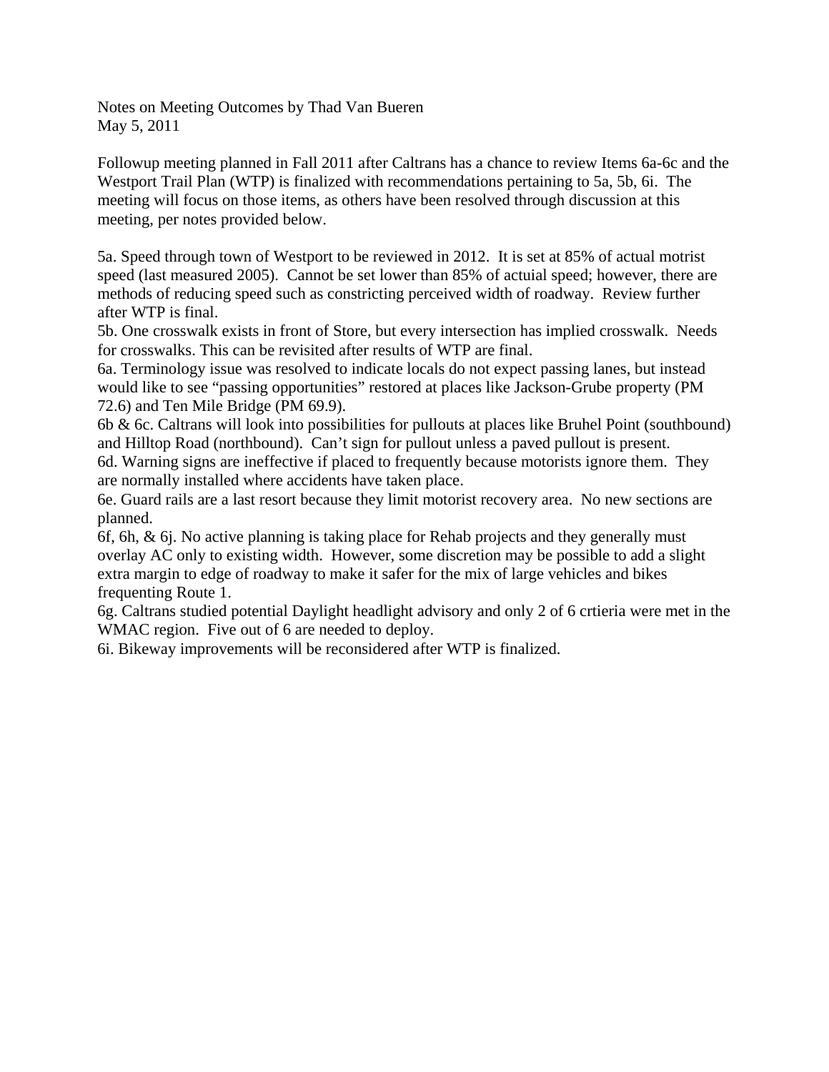Notes on Meeting Outcomes by Thad Van Bueren
May 5, 2011

Followup meeting planned in Fall 2011 after Caltrans has a chance to review Items 6a-6c and the Westport Trail Plan (WTP) is finalized with recommendations pertaining to 5a, 5b, 6i. The meeting will focus on those items, as others have been resolved through discussion at this meeting, per notes provided below.

5a. Speed through town of Westport to be reviewed in 2012. It is set at 85% of actual motrist speed (last measured 2005). Cannot be set lower than 85% of actuial speed; however, there are methods of reducing speed such as constricting perceived width of roadway. Review further after WTP is final.
5b. One crosswalk exists in front of Store, but every intersection has implied crosswalk. Needs for crosswalks. This can be revisited after results of WTP are final.
6a. Terminology issue was resolved to indicate locals do not expect passing lanes, but instead would like to see "passing opportunities" restored at places like Jackson-Grube property (PM 72.6) and Ten Mile Bridge (PM 69.9).
6b & 6c. Caltrans will look into possibilities for pullouts at places like Bruhel Point (southbound) and Hilltop Road (northbound). Can't sign for pullout unless a paved pullout is present.
6d. Warning signs are ineffective if placed to frequently because motorists ignore them. They are normally installed where accidents have taken place.
6e. Guard rails are a last resort because they limit motorist recovery area. No new sections are planned.
6f, 6h, & 6j. No active planning is taking place for Rehab projects and they generally must overlay AC only to existing width. However, some discretion may be possible to add a slight extra margin to edge of roadway to make it safer for the mix of large vehicles and bikes frequenting Route 1.
6g. Caltrans studied potential Daylight headlight advisory and only 2 of 6 crtieria were met in the WMAC region. Five out of 6 are needed to deploy.
6i. Bikeway improvements will be reconsidered after WTP is finalized.